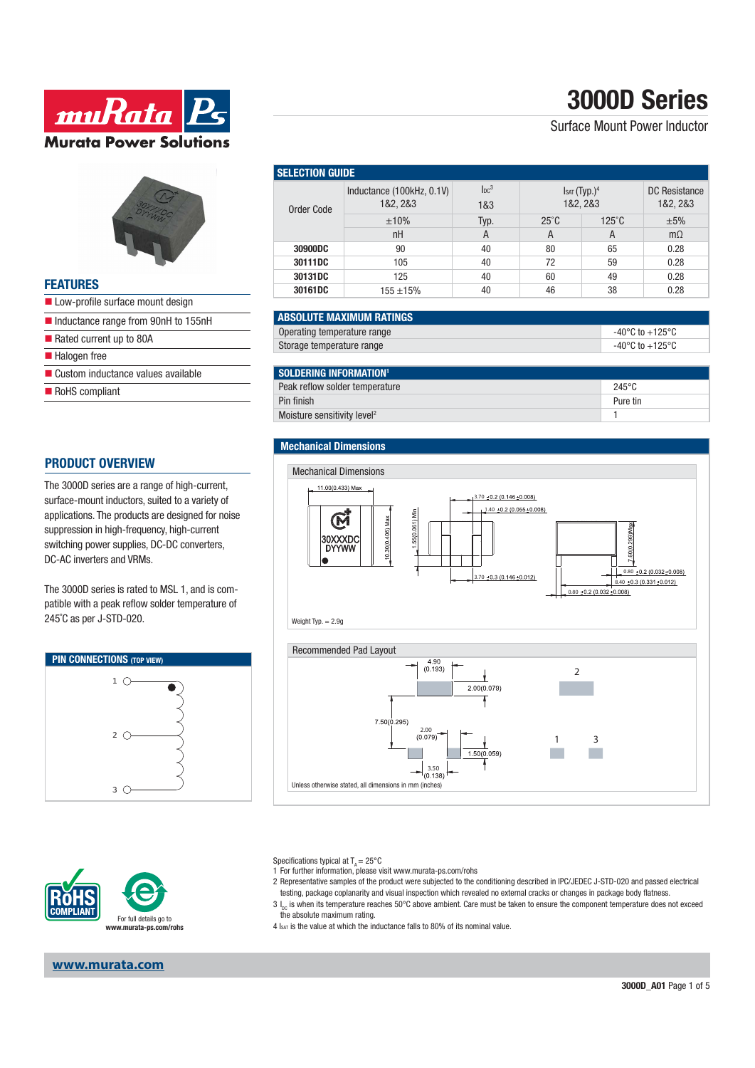# 3000D Series

Surface Mount Power Inductor

## FEATURES

- Low-profile surface mount design
- Inductance range from 90nH to 155nH
- Rated current up to 80A
- Halogen free
- Custom inductance values available
- RoHS compliant

## PRODUCT OVERVIEW

The 3000D series are a range of high-current, surface-mount inductors, suited to a variety of applications. The products are designed for noise suppression in high-frequency, high-current switching power supplies, DC-DC converters, DC-AC inverters and VRMs.

The 3000D series is rated to MSL 1, and is compatible with a peak reflow solder temperature of 245˚C as per J-STD-020.

## SELECTION GUIDE

| Order Code | Inductance (100kHz, 0.1V) 1&2, 2&3 | $I_{DC}$[3] 1&3 | $I_{SAT}$ (Typ.)[4] 1&2, 2&3 | | DC Resistance 1&2, 2&3 |
|---|---|---|---|---|---|
| | ±10% | Typ. | 25˚C | 125˚C | ±5% |
| | nH | A | A | A | mΩ |
| **30900DC** | 90 | 40 | 80 | 65 | 0.28 |
| **30111DC** | 105 | 40 | 72 | 59 | 0.28 |
| **30131DC** | 125 | 40 | 60 | 49 | 0.28 |
| **30161DC** | 155 ±15% | 40 | 46 | 38 | 0.28 |

## ABSOLUTE MAXIMUM RATINGS

| | |
|---|---|
| Operating temperature range | -40°C to +125°C |
| Storage temperature range | -40°C to +125°C |

## SOLDERING INFORMATION[1]

| | |
|---|---|
| Peak reflow solder temperature | 245°C |
| Pin finish | Pure tin |
| Moisture sensitivity level[2] | 1 |

## PIN CONNECTIONS (TOP VIEW)

1, 2, 3

## Mechanical Dimensions

### Mechanical Dimensions

11.00(0.433) Max; 10.30(0.406) Max; 30XXXDC DYYWW; 1.55(0.061) Min; 3.70 ±0.2 (0.146 ±0.008); 1.40 ±0.2 (0.055 ±0.008); 3.70 ±0.3 (0.146 ±0.012); 7.60(0.299)Max; 0.80 ±0.2 (0.032 ±0.008); 8.40 ±0.3 (0.331 ±0.012); 0.80 ±0.2 (0.032 ±0.008)

Weight Typ. = 2.9g

### Recommended Pad Layout

4.90 (0.193); 2.00(0.079); 7.50(0.295); 2.00 (0.079); 1.50(0.059); 3.50 (0.138); Pads 1, 2, 3

Unless otherwise stated, all dimensions in mm (inches)

For full details go to www.murata-ps.com/rohs

Specifications typical at $T_A$ = 25°C

1 For further information, please visit www.murata-ps.com/rohs

2 Representative samples of the product were subjected to the conditioning described in IPC/JEDEC J-STD-020 and passed electrical testing, package coplanarity and visual inspection which revealed no external cracks or changes in package body flatness.

3 $I_{DC}$ is when its temperature reaches 50°C above ambient. Care must be taken to ensure the component temperature does not exceed the absolute maximum rating.

4 $I_{SAT}$ is the value at which the inductance falls to 80% of its nominal value.

www.murata.com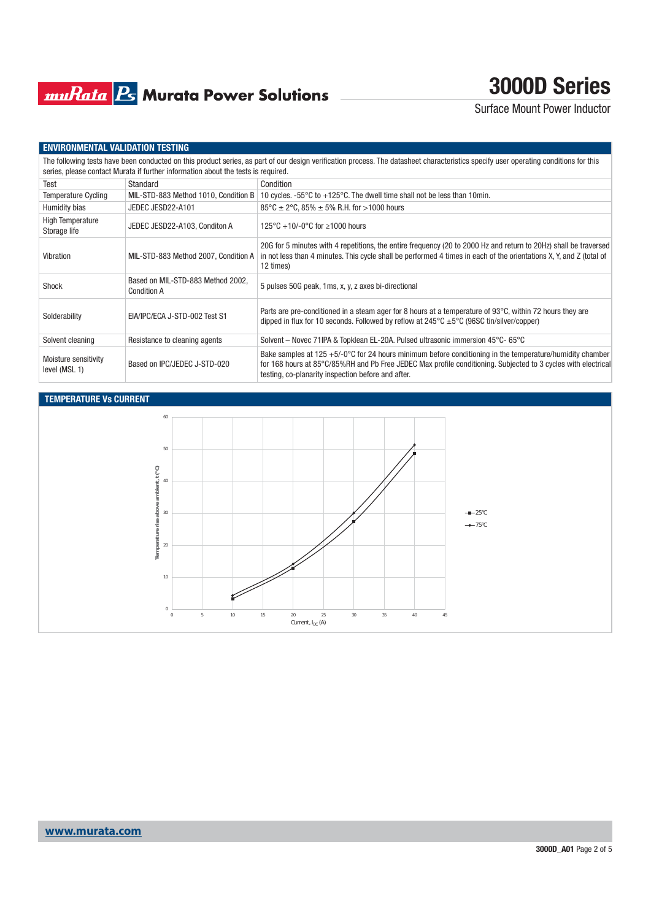## ENVIRONMENTAL VALIDATION TESTING

The following tests have been conducted on this product series, as part of our design verification process. The datasheet characteristics specify user operating conditions for this series, please contact Murata if further information about the tests is required.

| Test | Standard | Condition |
|---|---|---|
| Temperature Cycling | MIL-STD-883 Method 1010, Condition B | 10 cycles. -55°C to +125°C. The dwell time shall not be less than 10min. |
| Humidity bias | JEDEC JESD22-A101 | 85°C ± 2°C, 85% ± 5% R.H. for >1000 hours |
| High Temperature Storage life | JEDEC JESD22-A103, Conditon A | 125°C +10/-0°C for ≥1000 hours |
| Vibration | MIL-STD-883 Method 2007, Condition A | 20G for 5 minutes with 4 repetitions, the entire frequency (20 to 2000 Hz and return to 20Hz) shall be traversed in not less than 4 minutes. This cycle shall be performed 4 times in each of the orientations X, Y, and Z (total of 12 times) |
| Shock | Based on MIL-STD-883 Method 2002, Condition A | 5 pulses 50G peak, 1ms, x, y, z axes bi-directional |
| Solderability | EIA/IPC/ECA J-STD-002 Test S1 | Parts are pre-conditioned in a steam ager for 8 hours at a temperature of 93°C, within 72 hours they are dipped in flux for 10 seconds. Followed by reflow at 245°C ±5°C (96SC tin/silver/copper) |
| Solvent cleaning | Resistance to cleaning agents | Solvent – Novec 71IPA & Topklean EL-20A. Pulsed ultrasonic immersion 45°C- 65°C |
| Moisture sensitivity level (MSL 1) | Based on IPC/JEDEC J-STD-020 | Bake samples at 125 +5/-0°C for 24 hours minimum before conditioning in the temperature/humidity chamber for 168 hours at 85°C/85%RH and Pb Free JEDEC Max profile conditioning. Subjected to 3 cycles with electrical testing, co-planarity inspection before and after. |

## TEMPERATURE Vs CURRENT

Temperature rise above ambient, t (°C) vs. Current, $I_{DC}$ (A)

Legend: 25°C, 75°C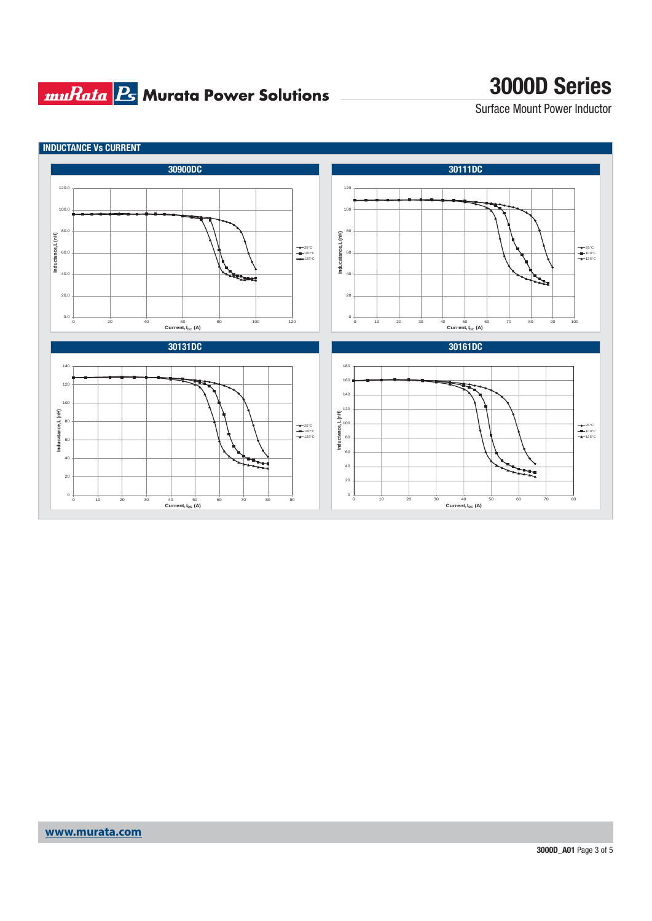## INDUCTANCE Vs CURRENT

### 30900DC

Inductance, L (nH) vs Current, $I_{DC}$ (A)

Legend: 25°C, 100°C, 125°C

### 30111DC

Inductance, L (nH) vs Current, $I_{DC}$ (A)

Legend: 25°C, 100°C, 125°C

### 30131DC

Inductance, L (nH) vs Current, $I_{DC}$ (A)

Legend: 25°C, 100°C, 125°C

### 30161DC

Inductance, L (nH) vs Current, $I_{DC}$ (A)

Legend: 25°C, 100°C, 125°C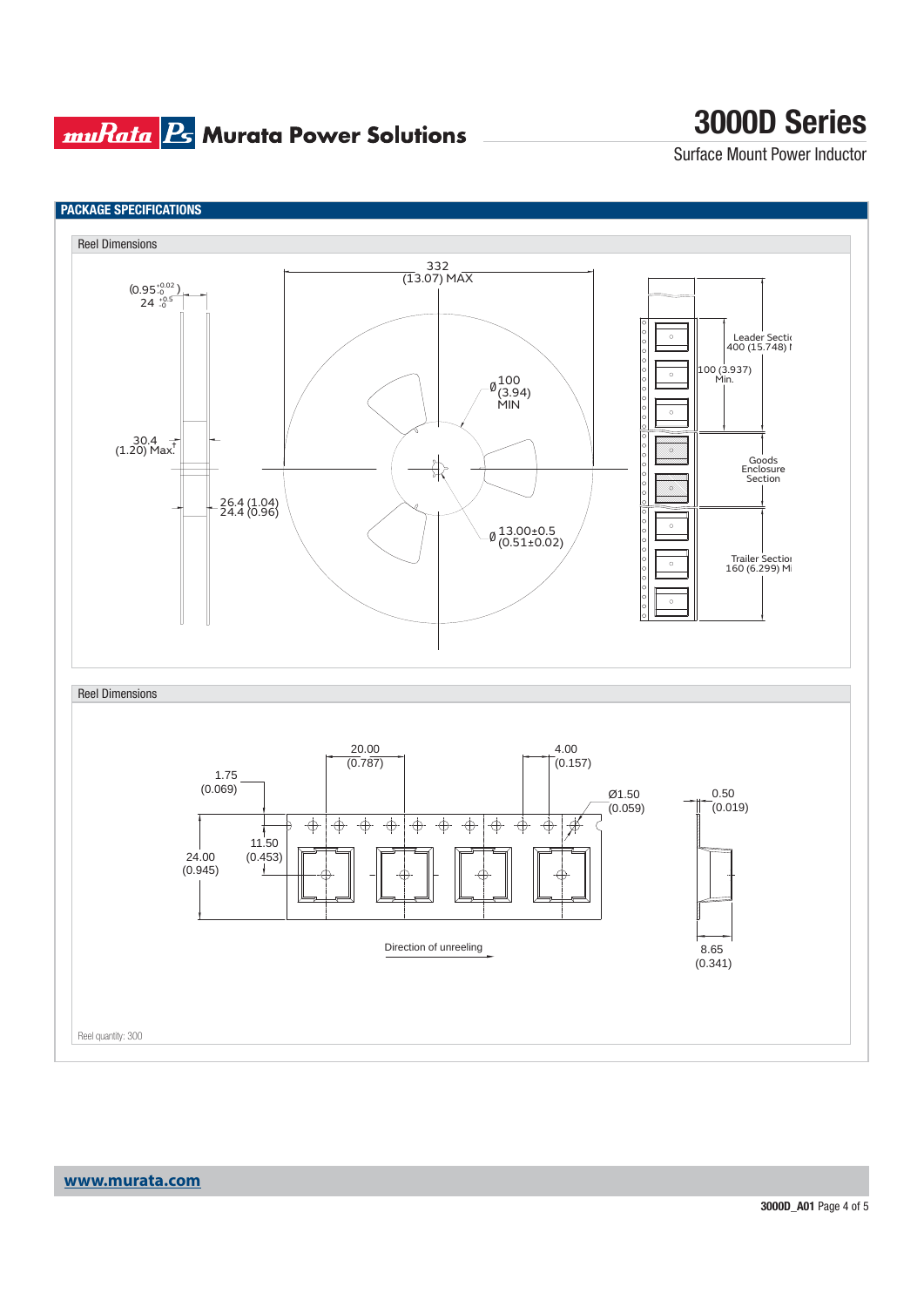## PACKAGE SPECIFICATIONS

### Reel Dimensions

(0.95 $^{+0.02}_{-0}$)
24 $^{+0.5}_{-0}$

332
(13.07) MAX

Ø 100
(3.94)
MIN

30.4
(1.20) Max.

26.4 (1.04)
24.4 (0.96)

Ø 13.00±0.5
(0.51±0.02)

Leader Section
400 (15.748) Min.

100 (3.937)
Min.

Goods
Enclosure
Section

Trailer Section
160 (6.299) Min.

### Reel Dimensions

20.00
(0.787)

4.00
(0.157)

1.75
(0.069)

Ø1.50
(0.059)

0.50
(0.019)

11.50
(0.453)

24.00
(0.945)

Direction of unreeling

8.65
(0.341)

Reel quantity: 300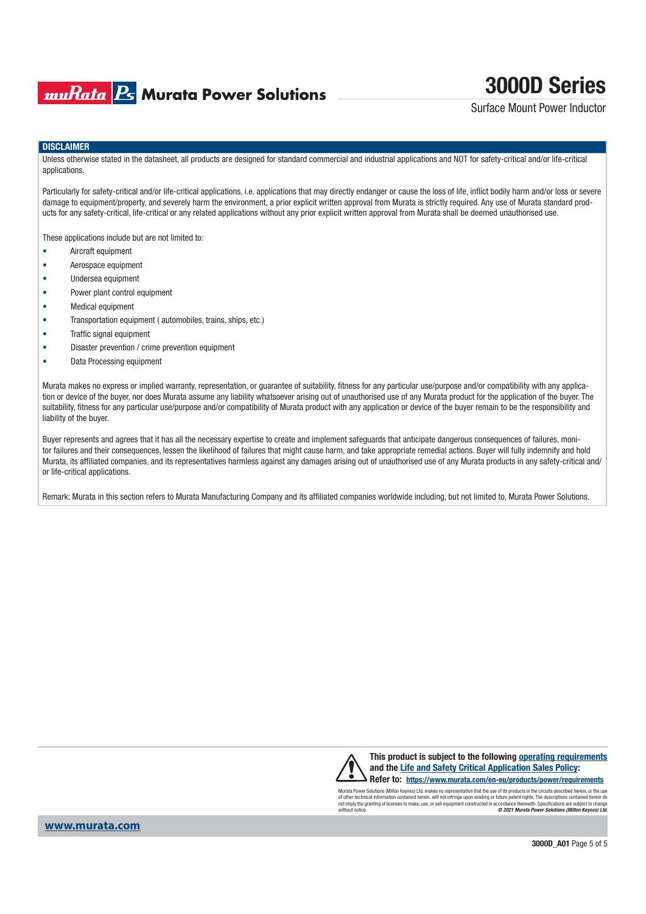## DISCLAIMER

Unless otherwise stated in the datasheet, all products are designed for standard commercial and industrial applications and NOT for safety-critical and/or life-critical applications.

Particularly for safety-critical and/or life-critical applications, i.e. applications that may directly endanger or cause the loss of life, inflict bodily harm and/or loss or severe damage to equipment/property, and severely harm the environment, a prior explicit written approval from Murata is strictly required. Any use of Murata standard products for any safety-critical, life-critical or any related applications without any prior explicit written approval from Murata shall be deemed unauthorised use.

These applications include but are not limited to:

- Aircraft equipment
- Aerospace equipment
- Undersea equipment
- Power plant control equipment
- Medical equipment
- Transportation equipment ( automobiles, trains, ships, etc.)
- Traffic signal equipment
- Disaster prevention / crime prevention equipment
- Data Processing equipment

Murata makes no express or implied warranty, representation, or guarantee of suitability, fitness for any particular use/purpose and/or compatibility with any application or device of the buyer, nor does Murata assume any liability whatsoever arising out of unauthorised use of any Murata product for the application of the buyer. The suitability, fitness for any particular use/purpose and/or compatibility of Murata product with any application or device of the buyer remain to be the responsibility and liability of the buyer.

Buyer represents and agrees that it has all the necessary expertise to create and implement safeguards that anticipate dangerous consequences of failures, monitor failures and their consequences, lessen the likelihood of failures that might cause harm, and take appropriate remedial actions. Buyer will fully indemnify and hold Murata, its affiliated companies, and its representatives harmless against any damages arising out of unauthorised use of any Murata products in any safety-critical and/ or life-critical applications.

Remark: Murata in this section refers to Murata Manufacturing Company and its affiliated companies worldwide including, but not limited to, Murata Power Solutions.

**This product is subject to the following operating requirements and the Life and Safety Critical Application Sales Policy:**
**Refer to: https://www.murata.com/en-eu/products/power/requirements**

Murata Power Solutions (Milton Keynes) Ltd. makes no representation that the use of its products in the circuits described herein, or the use of other technical information contained herein, will not infringe upon existing or future patent rights. The descriptions contained herein do not imply the granting of licenses to make, use, or sell equipment constructed in accordance therewith. Specifications are subject to change without notice. *© 2021 Murata Power Solutions (Milton Keynes) Ltd.*